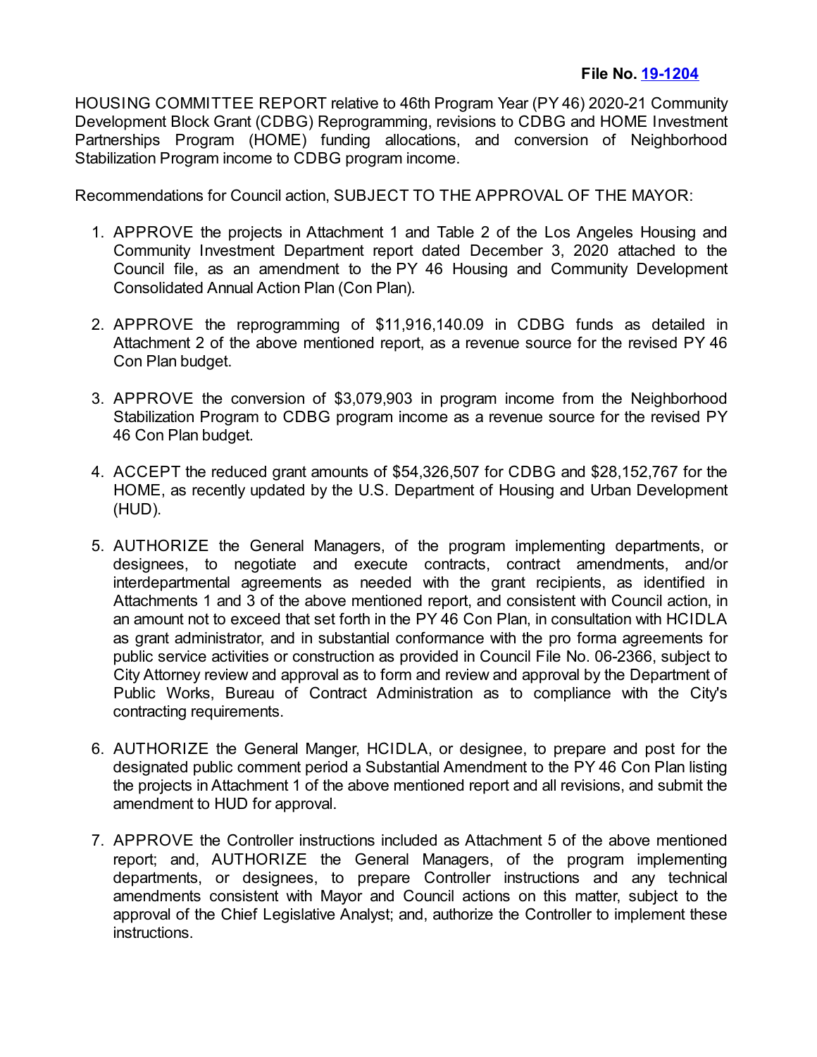**File No. [19-1204]**

HOUSING COMMITTEE REPORT relative to 46th Program Year (PY 46) 2020-21 Community Development Block Grant (CDBG) Reprogramming, revisions to CDBG and HOME Investment Partnerships Program (HOME) funding allocations, and conversion of Neighborhood Stabilization Program income to CDBG program income.

Recommendations for Council action, SUBJECT TO THE APPROVAL OF THE MAYOR:

1. APPROVE the projects in Attachment 1 and Table 2 of the Los Angeles Housing and Community Investment Department report dated December 3, 2020 attached to the Council file, as an amendment to the PY 46 Housing and Community Development Consolidated Annual Action Plan (Con Plan).

2. APPROVE the reprogramming of $11,916,140.09 in CDBG funds as detailed in Attachment 2 of the above mentioned report, as a revenue source for the revised PY 46 Con Plan budget.

3. APPROVE the conversion of $3,079,903 in program income from the Neighborhood Stabilization Program to CDBG program income as a revenue source for the revised PY 46 Con Plan budget.

4. ACCEPT the reduced grant amounts of $54,326,507 for CDBG and $28,152,767 for the HOME, as recently updated by the U.S. Department of Housing and Urban Development (HUD).

5. AUTHORIZE the General Managers, of the program implementing departments, or designees, to negotiate and execute contracts, contract amendments, and/or interdepartmental agreements as needed with the grant recipients, as identified in Attachments 1 and 3 of the above mentioned report, and consistent with Council action, in an amount not to exceed that set forth in the PY 46 Con Plan, in consultation with HCIDLA as grant administrator, and in substantial conformance with the pro forma agreements for public service activities or construction as provided in Council File No. 06-2366, subject to City Attorney review and approval as to form and review and approval by the Department of Public Works, Bureau of Contract Administration as to compliance with the City's contracting requirements.

6. AUTHORIZE the General Manger, HCIDLA, or designee, to prepare and post for the designated public comment period a Substantial Amendment to the PY 46 Con Plan listing the projects in Attachment 1 of the above mentioned report and all revisions, and submit the amendment to HUD for approval.

7. APPROVE the Controller instructions included as Attachment 5 of the above mentioned report; and, AUTHORIZE the General Managers, of the program implementing departments, or designees, to prepare Controller instructions and any technical amendments consistent with Mayor and Council actions on this matter, subject to the approval of the Chief Legislative Analyst; and, authorize the Controller to implement these instructions.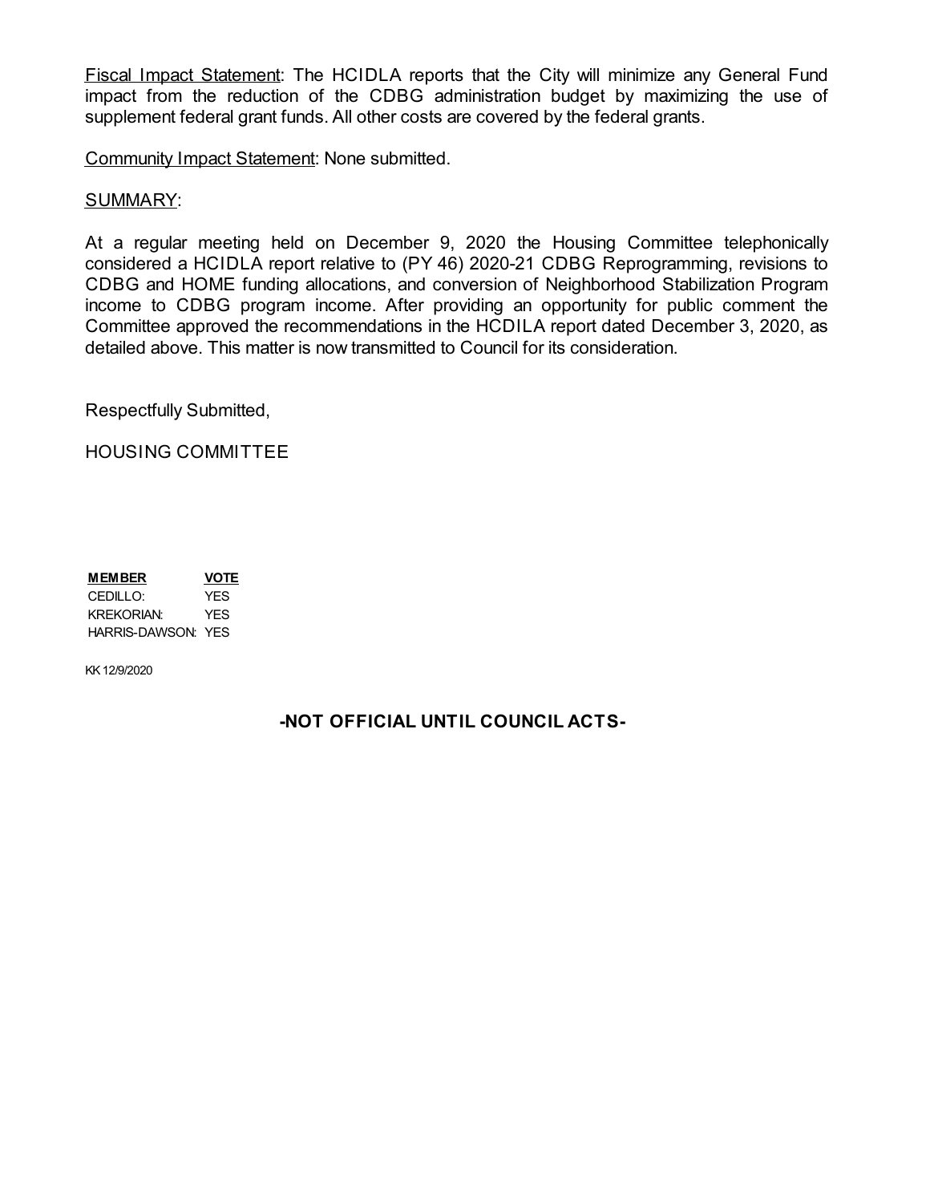Fiscal Impact Statement: The HCIDLA reports that the City will minimize any General Fund impact from the reduction of the CDBG administration budget by maximizing the use of supplement federal grant funds. All other costs are covered by the federal grants.

Community Impact Statement: None submitted.

SUMMARY:

At a regular meeting held on December 9, 2020 the Housing Committee telephonically considered a HCIDLA report relative to (PY 46) 2020-21 CDBG Reprogramming, revisions to CDBG and HOME funding allocations, and conversion of Neighborhood Stabilization Program income to CDBG program income. After providing an opportunity for public comment the Committee approved the recommendations in the HCDILA report dated December 3, 2020, as detailed above. This matter is now transmitted to Council for its consideration.

Respectfully Submitted,

HOUSING COMMITTEE

| MEMBER | VOTE |
|---|---|
| CEDILLO: | YES |
| KREKORIAN: | YES |
| HARRIS-DAWSON: | YES |

KK 12/9/2020

**-NOT OFFICIAL UNTIL COUNCIL ACTS-**